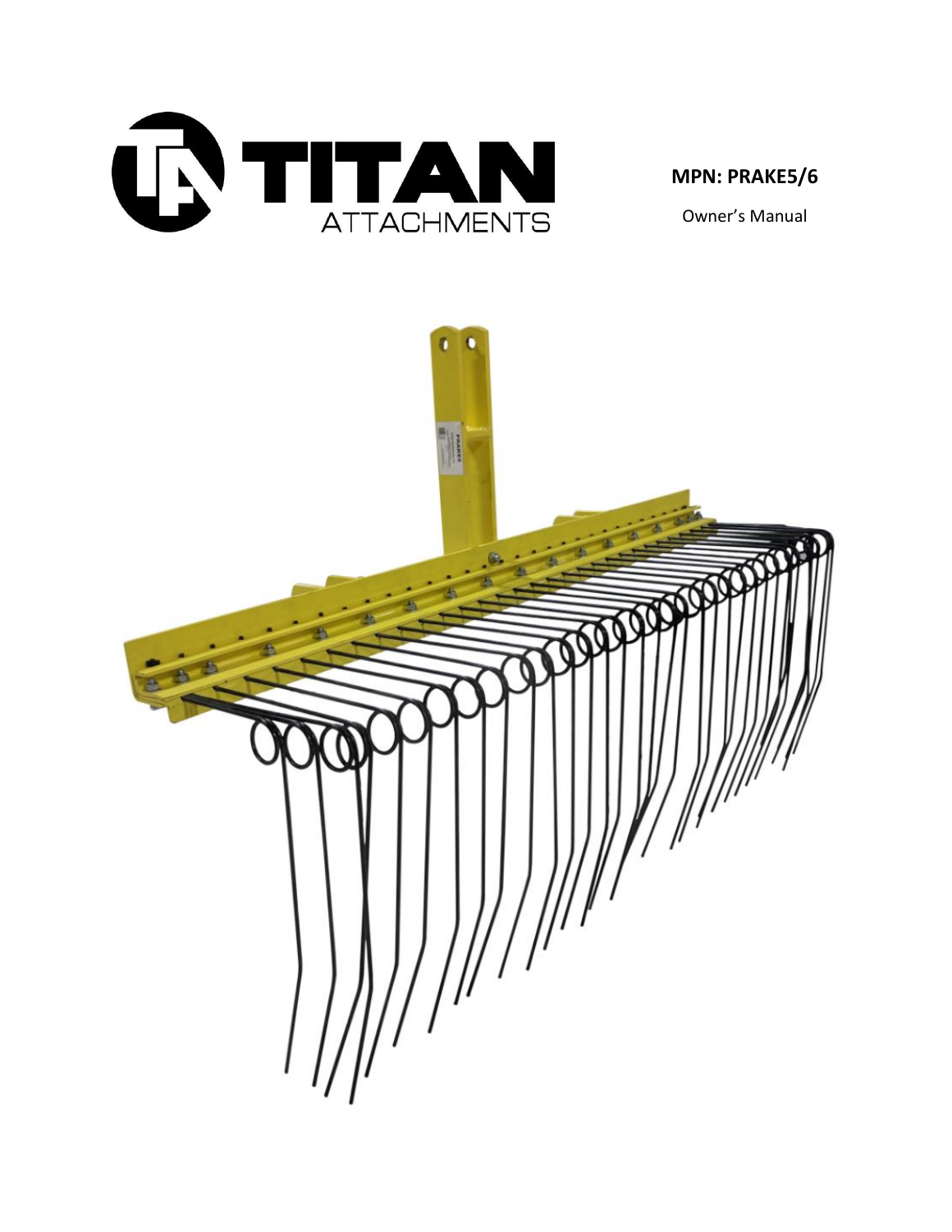TITAN ATTACHMENTS

**MPN: PRAKE5/6**

Owner's Manual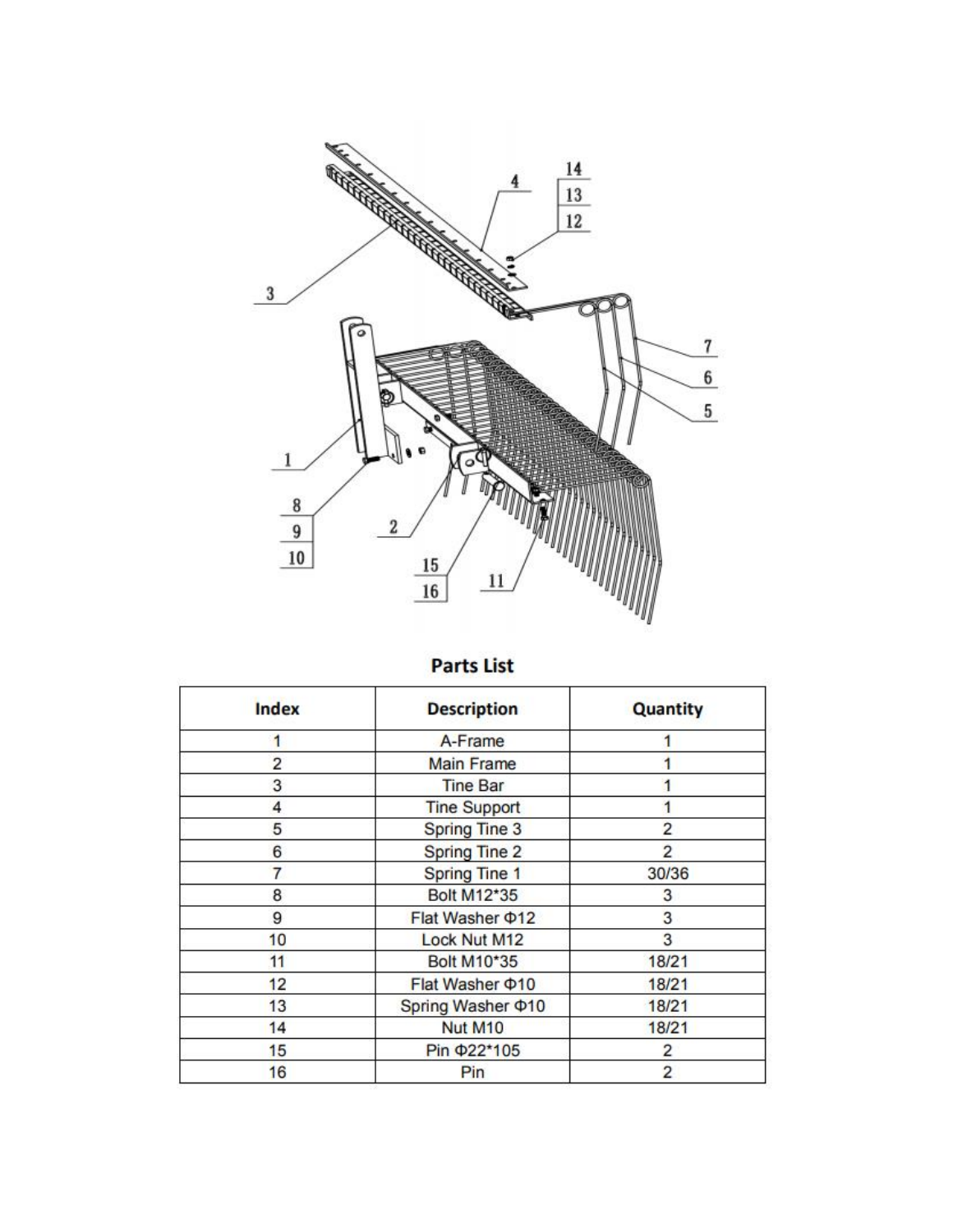## Parts List

| Index | Description | Quantity |
| --- | --- | --- |
| 1 | A-Frame | 1 |
| 2 | Main Frame | 1 |
| 3 | Tine Bar | 1 |
| 4 | Tine Support | 1 |
| 5 | Spring Tine 3 | 2 |
| 6 | Spring Tine 2 | 2 |
| 7 | Spring Tine 1 | 30/36 |
| 8 | Bolt M12*35 | 3 |
| 9 | Flat Washer Φ12 | 3 |
| 10 | Lock Nut M12 | 3 |
| 11 | Bolt M10*35 | 18/21 |
| 12 | Flat Washer Φ10 | 18/21 |
| 13 | Spring Washer Φ10 | 18/21 |
| 14 | Nut M10 | 18/21 |
| 15 | Pin Φ22*105 | 2 |
| 16 | Pin | 2 |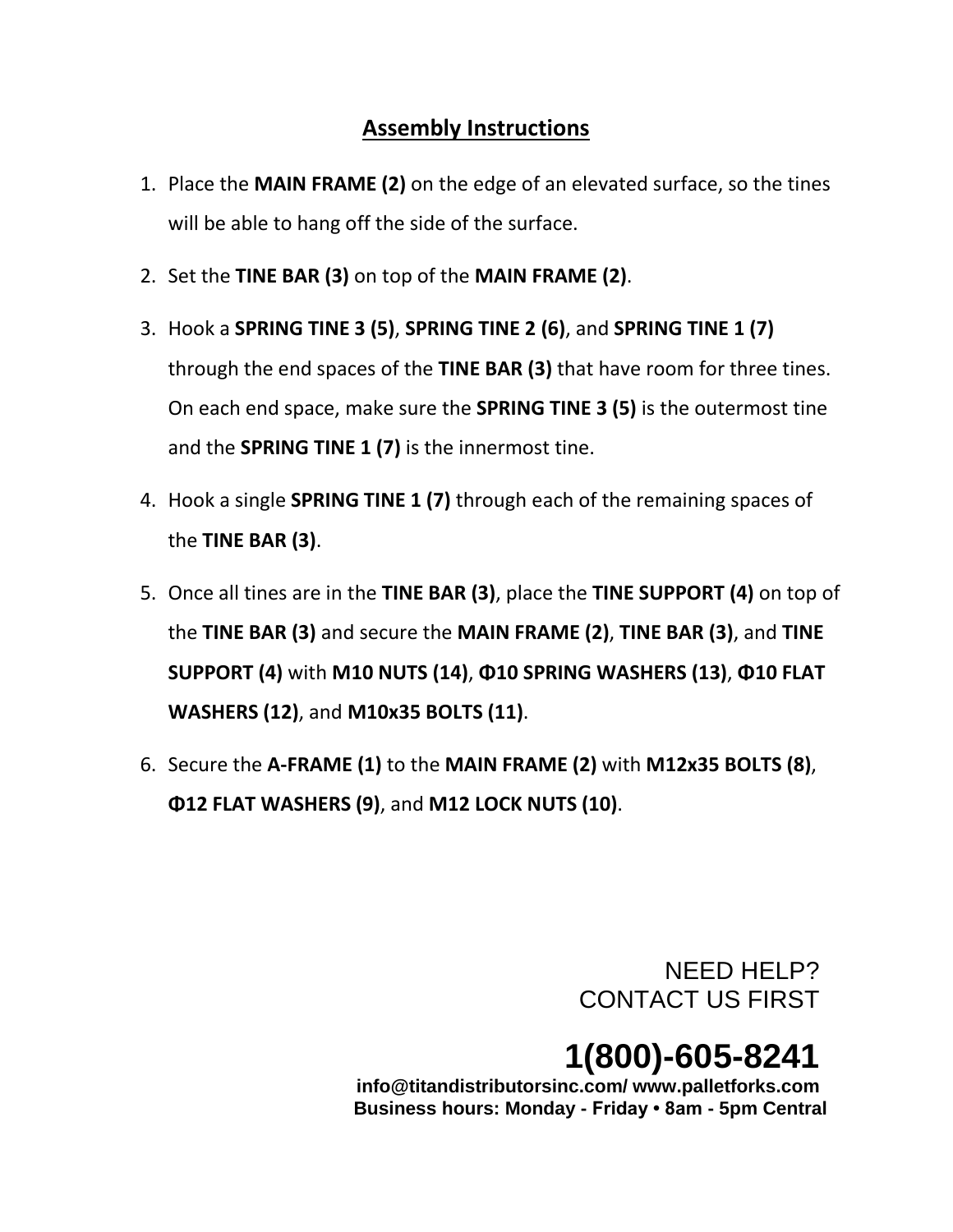## Assembly Instructions

1. Place the **MAIN FRAME (2)** on the edge of an elevated surface, so the tines will be able to hang off the side of the surface.
2. Set the **TINE BAR (3)** on top of the **MAIN FRAME (2)**.
3. Hook a **SPRING TINE 3 (5)**, **SPRING TINE 2 (6)**, and **SPRING TINE 1 (7)** through the end spaces of the **TINE BAR (3)** that have room for three tines. On each end space, make sure the **SPRING TINE 3 (5)** is the outermost tine and the **SPRING TINE 1 (7)** is the innermost tine.
4. Hook a single **SPRING TINE 1 (7)** through each of the remaining spaces of the **TINE BAR (3)**.
5. Once all tines are in the **TINE BAR (3)**, place the **TINE SUPPORT (4)** on top of the **TINE BAR (3)** and secure the **MAIN FRAME (2)**, **TINE BAR (3)**, and **TINE SUPPORT (4)** with **M10 NUTS (14)**, **Φ10 SPRING WASHERS (13)**, **Φ10 FLAT WASHERS (12)**, and **M10x35 BOLTS (11)**.
6. Secure the **A-FRAME (1)** to the **MAIN FRAME (2)** with **M12x35 BOLTS (8)**, **Φ12 FLAT WASHERS (9)**, and **M12 LOCK NUTS (10)**.

NEED HELP?
CONTACT US FIRST

**1(800)-605-8241**

**info@titandistributorsinc.com/ www.palletforks.com**
**Business hours: Monday - Friday • 8am - 5pm Central**